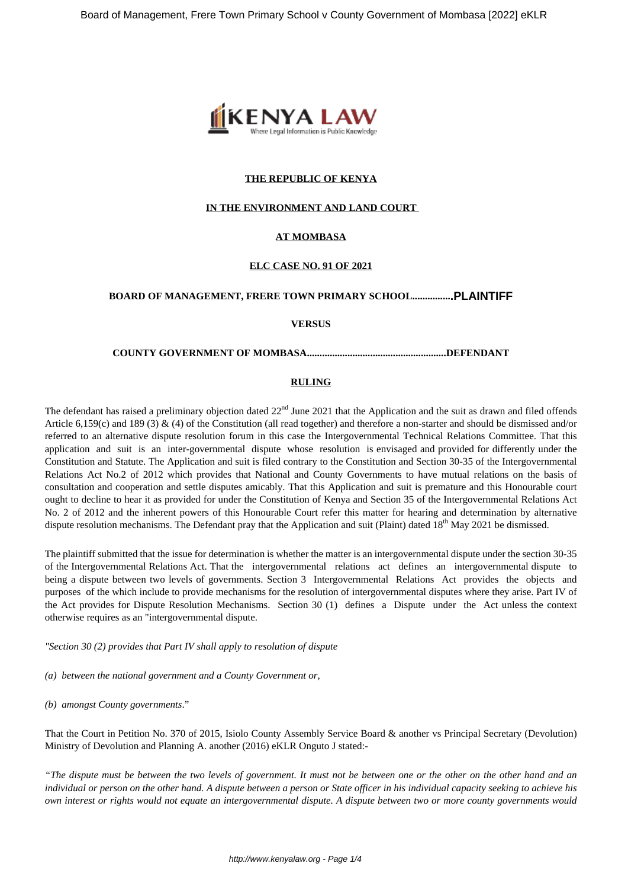**THE REPUBLIC OF KENYA**

**IN THE ENVIRONMENT AND LAND COURT**

**AT MOMBASA**

**ELC CASE NO. 91 OF 2021**

**BOARD OF MANAGEMENT, FRERE TOWN PRIMARY SCHOOL................PLAINTIFF**

**VERSUS**

**COUNTY GOVERNMENT OF MOMBASA.......................................................DEFENDANT**

**RULING**

The defendant has raised a preliminary objection dated 22nd June 2021 that the Application and the suit as drawn and filed offends Article 6,159(c) and 189 (3) & (4) of the Constitution (all read together) and therefore a non-starter and should be dismissed and/or referred to an alternative dispute resolution forum in this case the Intergovernmental Technical Relations Committee. That this application and suit is an inter-governmental dispute whose resolution is envisaged and provided for differently under the Constitution and Statute. The Application and suit is filed contrary to the Constitution and Section 30-35 of the Intergovernmental Relations Act No.2 of 2012 which provides that National and County Governments to have mutual relations on the basis of consultation and cooperation and settle disputes amicably. That this Application and suit is premature and this Honourable court ought to decline to hear it as provided for under the Constitution of Kenya and Section 35 of the Intergovernmental Relations Act No. 2 of 2012 and the inherent powers of this Honourable Court refer this matter for hearing and determination by alternative dispute resolution mechanisms. The Defendant pray that the Application and suit (Plaint) dated 18th May 2021 be dismissed.

The plaintiff submitted that the issue for determination is whether the matter is an intergovernmental dispute under the section 30-35 of the Intergovernmental Relations Act. That the intergovernmental relations act defines an intergovernmental dispute to being a dispute between two levels of governments. Section 3 Intergovernmental Relations Act provides the objects and purposes of the which include to provide mechanisms for the resolution of intergovernmental disputes where they arise. Part IV of the Act provides for Dispute Resolution Mechanisms. Section 30 (1) defines a Dispute under the Act unless the context otherwise requires as an "intergovernmental dispute.

*"Section 30 (2) provides that Part IV shall apply to resolution of dispute*

*(a) between the national government and a County Government or,*

*(b) amongst County governments*."

That the Court in Petition No. 370 of 2015, Isiolo County Assembly Service Board & another vs Principal Secretary (Devolution) Ministry of Devolution and Planning A. another (2016) eKLR Onguto J stated:-

*"The dispute must be between the two levels of government. It must not be between one or the other on the other hand and an individual or person on the other hand. A dispute between a person or State officer in his individual capacity seeking to achieve his own interest or rights would not equate an intergovernmental dispute. A dispute between two or more county governments would*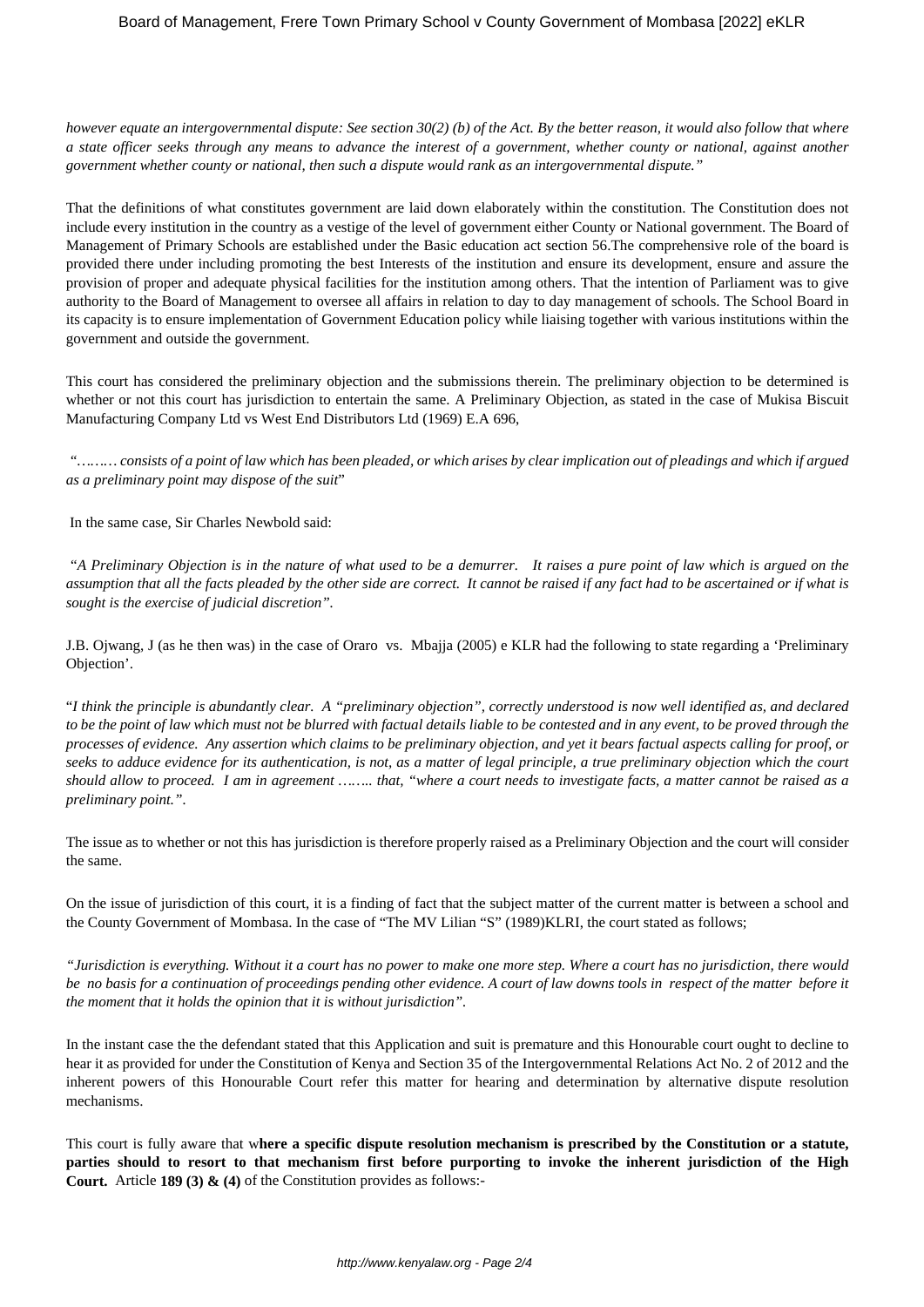*however equate an intergovernmental dispute: See section 30(2) (b) of the Act. By the better reason, it would also follow that where a state officer seeks through any means to advance the interest of a government, whether county or national, against another government whether county or national, then such a dispute would rank as an intergovernmental dispute."*

That the definitions of what constitutes government are laid down elaborately within the constitution. The Constitution does not include every institution in the country as a vestige of the level of government either County or National government. The Board of Management of Primary Schools are established under the Basic education act section 56.The comprehensive role of the board is provided there under including promoting the best Interests of the institution and ensure its development, ensure and assure the provision of proper and adequate physical facilities for the institution among others. That the intention of Parliament was to give authority to the Board of Management to oversee all affairs in relation to day to day management of schools. The School Board in its capacity is to ensure implementation of Government Education policy while liaising together with various institutions within the government and outside the government.

This court has considered the preliminary objection and the submissions therein. The preliminary objection to be determined is whether or not this court has jurisdiction to entertain the same. A Preliminary Objection, as stated in the case of Mukisa Biscuit Manufacturing Company Ltd vs West End Distributors Ltd (1969) E.A 696,

*"……… consists of a point of law which has been pleaded, or which arises by clear implication out of pleadings and which if argued as a preliminary point may dispose of the suit*"

In the same case, Sir Charles Newbold said:

*"A Preliminary Objection is in the nature of what used to be a demurrer. It raises a pure point of law which is argued on the assumption that all the facts pleaded by the other side are correct. It cannot be raised if any fact had to be ascertained or if what is sought is the exercise of judicial discretion".*

J.B. Ojwang, J (as he then was) in the case of Oraro vs. Mbajja (2005) e KLR had the following to state regarding a 'Preliminary Objection'.

"*I think the principle is abundantly clear. A "preliminary objection", correctly understood is now well identified as, and declared to be the point of law which must not be blurred with factual details liable to be contested and in any event, to be proved through the processes of evidence. Any assertion which claims to be preliminary objection, and yet it bears factual aspects calling for proof, or seeks to adduce evidence for its authentication, is not, as a matter of legal principle, a true preliminary objection which the court should allow to proceed. I am in agreement …….. that, "where a court needs to investigate facts, a matter cannot be raised as a preliminary point.".*

The issue as to whether or not this has jurisdiction is therefore properly raised as a Preliminary Objection and the court will consider the same.

On the issue of jurisdiction of this court, it is a finding of fact that the subject matter of the current matter is between a school and the County Government of Mombasa. In the case of "The MV Lilian "S" (1989)KLRI, the court stated as follows;

*"Jurisdiction is everything. Without it a court has no power to make one more step. Where a court has no jurisdiction, there would be no basis for a continuation of proceedings pending other evidence. A court of law downs tools in respect of the matter before it the moment that it holds the opinion that it is without jurisdiction".*

In the instant case the the defendant stated that this Application and suit is premature and this Honourable court ought to decline to hear it as provided for under the Constitution of Kenya and Section 35 of the Intergovernmental Relations Act No. 2 of 2012 and the inherent powers of this Honourable Court refer this matter for hearing and determination by alternative dispute resolution mechanisms.

This court is fully aware that w**here a specific dispute resolution mechanism is prescribed by the Constitution or a statute, parties should to resort to that mechanism first before purporting to invoke the inherent jurisdiction of the High Court.** Article **189 (3) & (4)** of the Constitution provides as follows:-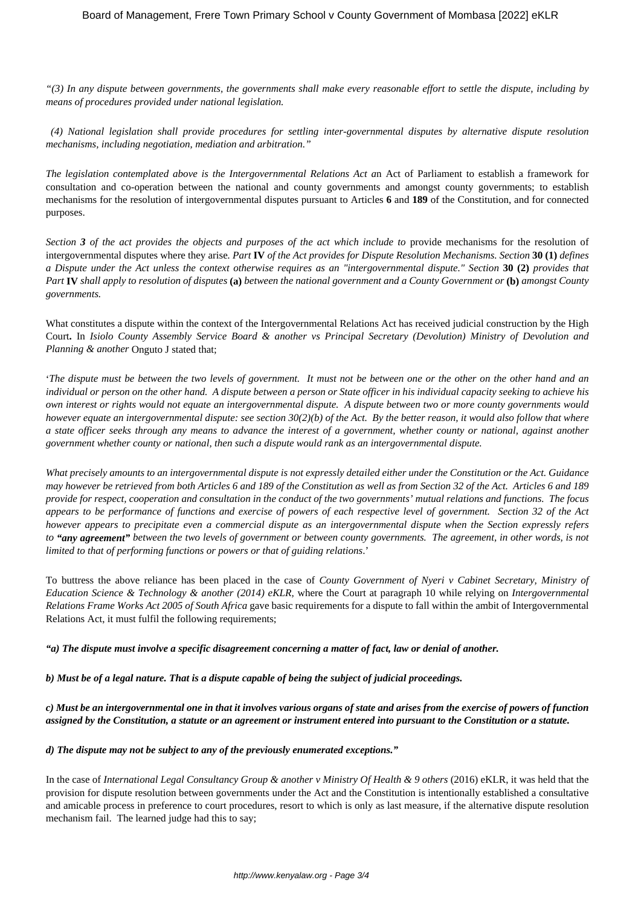*"(3) In any dispute between governments, the governments shall make every reasonable effort to settle the dispute, including by means of procedures provided under national legislation.*

*(4) National legislation shall provide procedures for settling inter-governmental disputes by alternative dispute resolution mechanisms, including negotiation, mediation and arbitration."*

*The legislation contemplated above is the Intergovernmental Relations Act a*n Act of Parliament to establish a framework for consultation and co-operation between the national and county governments and amongst county governments; to establish mechanisms for the resolution of intergovernmental disputes pursuant to Articles **6** and **189** of the Constitution, and for connected purposes.

*Section **3** of the act provides the objects and purposes of the act which include to* provide mechanisms for the resolution of intergovernmental disputes where they arise*. Part* **IV** *of the Act provides for Dispute Resolution Mechanisms. Section* **30 (1)** *defines a Dispute under the Act unless the context otherwise requires as an "intergovernmental dispute." Section* **30 (2)** *provides that Part* **IV** *shall apply to resolution of disputes* **(a)** *between the national government and a County Government or* **(b)** *amongst County governments.*

What constitutes a dispute within the context of the Intergovernmental Relations Act has received judicial construction by the High Court**.** In *Isiolo County Assembly Service Board & another vs Principal Secretary (Devolution) Ministry of Devolution and Planning & another* Onguto J stated that;

'*The dispute must be between the two levels of government. It must not be between one or the other on the other hand and an individual or person on the other hand. A dispute between a person or State officer in his individual capacity seeking to achieve his own interest or rights would not equate an intergovernmental dispute. A dispute between two or more county governments would however equate an intergovernmental dispute: see section 30(2)(b) of the Act. By the better reason, it would also follow that where a state officer seeks through any means to advance the interest of a government, whether county or national, against another government whether county or national, then such a dispute would rank as an intergovernmental dispute.*

*What precisely amounts to an intergovernmental dispute is not expressly detailed either under the Constitution or the Act. Guidance may however be retrieved from both Articles 6 and 189 of the Constitution as well as from Section 32 of the Act. Articles 6 and 189 provide for respect, cooperation and consultation in the conduct of the two governments' mutual relations and functions. The focus appears to be performance of functions and exercise of powers of each respective level of government. Section 32 of the Act however appears to precipitate even a commercial dispute as an intergovernmental dispute when the Section expressly refers to **"any agreement"** between the two levels of government or between county governments. The agreement, in other words, is not limited to that of performing functions or powers or that of guiding relations*.'

To buttress the above reliance has been placed in the case of *County Government of Nyeri v Cabinet Secretary, Ministry of Education Science & Technology & another (2014) eKLR,* where the Court at paragraph 10 while relying on *Intergovernmental Relations Frame Works Act 2005 of South Africa* gave basic requirements for a dispute to fall within the ambit of Intergovernmental Relations Act, it must fulfil the following requirements;

***"a) The dispute must involve a specific disagreement concerning a matter of fact, law or denial of another.***

***b) Must be of a legal nature. That is a dispute capable of being the subject of judicial proceedings.***

***c) Must be an intergovernmental one in that it involves various organs of state and arises from the exercise of powers of function assigned by the Constitution, a statute or an agreement or instrument entered into pursuant to the Constitution or a statute.***

***d) The dispute may not be subject to any of the previously enumerated exceptions."***

In the case of *International Legal Consultancy Group & another v Ministry Of Health & 9 others* (2016) eKLR, it was held that the provision for dispute resolution between governments under the Act and the Constitution is intentionally established a consultative and amicable process in preference to court procedures, resort to which is only as last measure, if the alternative dispute resolution mechanism fail. The learned judge had this to say;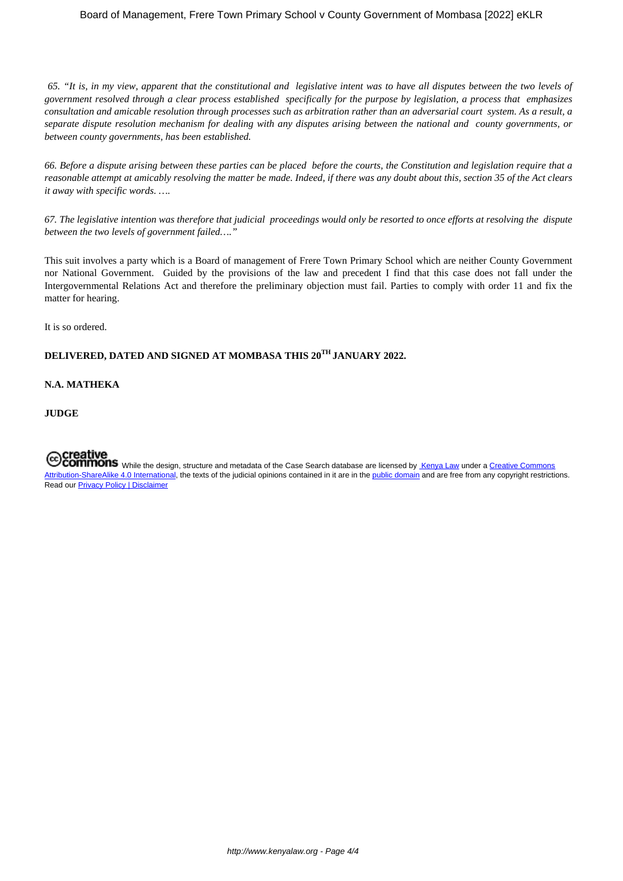*65. "It is, in my view, apparent that the constitutional and legislative intent was to have all disputes between the two levels of government resolved through a clear process established specifically for the purpose by legislation, a process that emphasizes consultation and amicable resolution through processes such as arbitration rather than an adversarial court system. As a result, a separate dispute resolution mechanism for dealing with any disputes arising between the national and county governments, or between county governments, has been established.*

*66. Before a dispute arising between these parties can be placed before the courts, the Constitution and legislation require that a reasonable attempt at amicably resolving the matter be made. Indeed, if there was any doubt about this, section 35 of the Act clears it away with specific words. ….*

*67. The legislative intention was therefore that judicial proceedings would only be resorted to once efforts at resolving the dispute between the two levels of government failed…."*

This suit involves a party which is a Board of management of Frere Town Primary School which are neither County Government nor National Government. Guided by the provisions of the law and precedent I find that this case does not fall under the Intergovernmental Relations Act and therefore the preliminary objection must fail. Parties to comply with order 11 and fix the matter for hearing.

It is so ordered.

**DELIVERED, DATED AND SIGNED AT MOMBASA THIS 20TH JANUARY 2022.**

**N.A. MATHEKA**

**JUDGE**

creative commons While the design, structure and metadata of the Case Search database are licensed by Kenya Law under a Creative Commons Attribution-ShareAlike 4.0 International, the texts of the judicial opinions contained in it are in the public domain and are free from any copyright restrictions. Read our Privacy Policy | Disclaimer